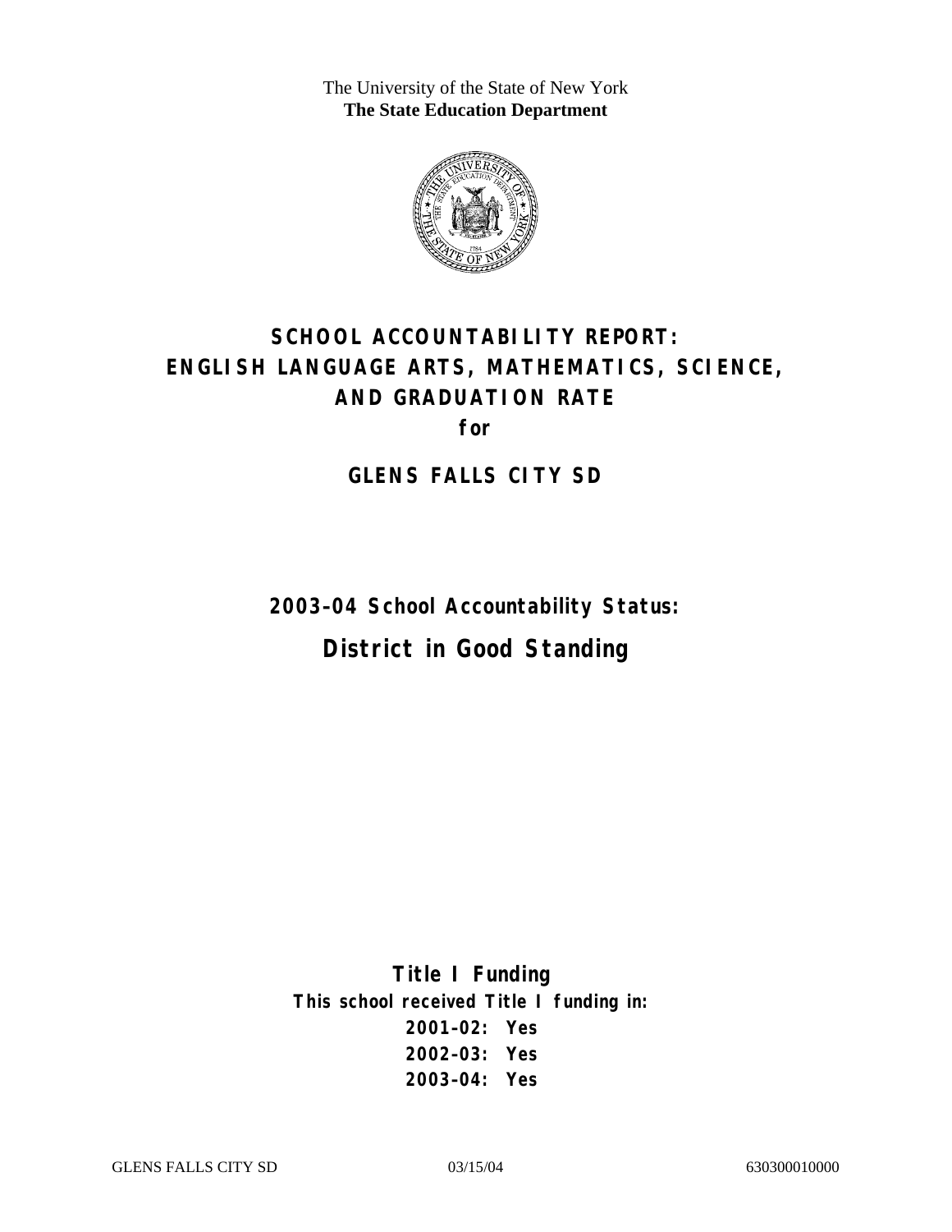The University of the State of New York
**The State Education Department**

# SCHOOL ACCOUNTABILITY REPORT: ENGLISH LANGUAGE ARTS, MATHEMATICS, SCIENCE, AND GRADUATION RATE

**for**

## GLENS FALLS CITY SD

**2003–04 School Accountability Status:**

## District in Good Standing

**Title I Funding**

**This school received Title I funding in:**

**2001–02: Yes**

**2002–03: Yes**

**2003–04: Yes**

GLENS FALLS CITY SD 03/15/04 630300010000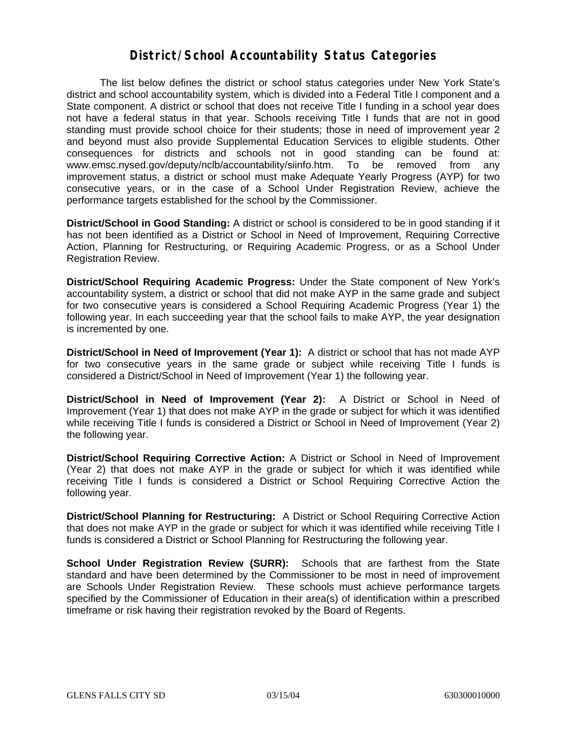# District/School Accountability Status Categories

The list below defines the district or school status categories under New York State's district and school accountability system, which is divided into a Federal Title I component and a State component. A district or school that does not receive Title I funding in a school year does not have a federal status in that year. Schools receiving Title I funds that are not in good standing must provide school choice for their students; those in need of improvement year 2 and beyond must also provide Supplemental Education Services to eligible students. Other consequences for districts and schools not in good standing can be found at: www.emsc.nysed.gov/deputy/nclb/accountability/siinfo.htm. To be removed from any improvement status, a district or school must make Adequate Yearly Progress (AYP) for two consecutive years, or in the case of a School Under Registration Review, achieve the performance targets established for the school by the Commissioner.

**District/School in Good Standing:** A district or school is considered to be in good standing if it has not been identified as a District or School in Need of Improvement, Requiring Corrective Action, Planning for Restructuring, or Requiring Academic Progress, or as a School Under Registration Review.

**District/School Requiring Academic Progress:** Under the State component of New York's accountability system, a district or school that did not make AYP in the same grade and subject for two consecutive years is considered a School Requiring Academic Progress (Year 1) the following year. In each succeeding year that the school fails to make AYP, the year designation is incremented by one.

**District/School in Need of Improvement (Year 1):** A district or school that has not made AYP for two consecutive years in the same grade or subject while receiving Title I funds is considered a District/School in Need of Improvement (Year 1) the following year.

**District/School in Need of Improvement (Year 2):** A District or School in Need of Improvement (Year 1) that does not make AYP in the grade or subject for which it was identified while receiving Title I funds is considered a District or School in Need of Improvement (Year 2) the following year.

**District/School Requiring Corrective Action:** A District or School in Need of Improvement (Year 2) that does not make AYP in the grade or subject for which it was identified while receiving Title I funds is considered a District or School Requiring Corrective Action the following year.

**District/School Planning for Restructuring:** A District or School Requiring Corrective Action that does not make AYP in the grade or subject for which it was identified while receiving Title I funds is considered a District or School Planning for Restructuring the following year.

**School Under Registration Review (SURR):** Schools that are farthest from the State standard and have been determined by the Commissioner to be most in need of improvement are Schools Under Registration Review. These schools must achieve performance targets specified by the Commissioner of Education in their area(s) of identification within a prescribed timeframe or risk having their registration revoked by the Board of Regents.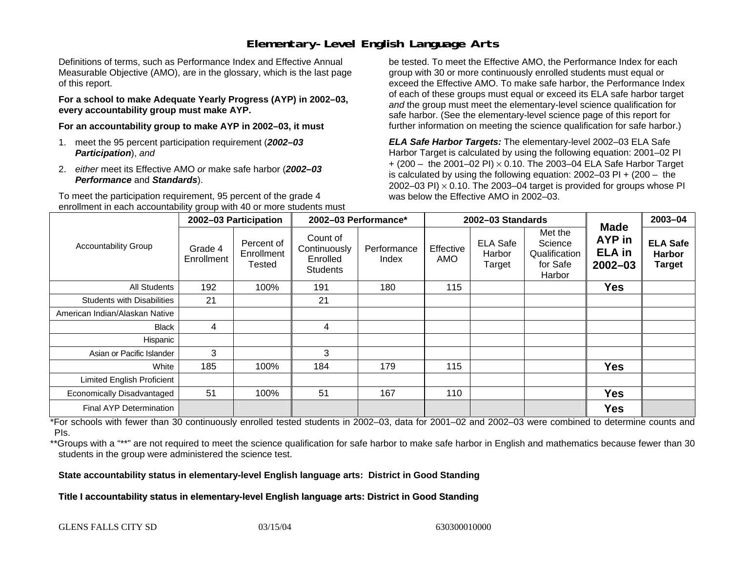# Elementary-Level English Language Arts

Definitions of terms, such as Performance Index and Effective Annual Measurable Objective (AMO), are in the glossary, which is the last page of this report.

**For a school to make Adequate Yearly Progress (AYP) in 2002–03, every accountability group must make AYP.**

**For an accountability group to make AYP in 2002–03, it must**

1. meet the 95 percent participation requirement (***2002–03 Participation***), *and*
2. *either* meet its Effective AMO *or* make safe harbor (***2002–03 Performance*** and ***Standards***).

To meet the participation requirement, 95 percent of the grade 4 enrollment in each accountability group with 40 or more students must be tested. To meet the Effective AMO, the Performance Index for each group with 30 or more continuously enrolled students must equal or exceed the Effective AMO. To make safe harbor, the Performance Index of each of these groups must equal or exceed its ELA safe harbor target *and* the group must meet the elementary-level science qualification for safe harbor. (See the elementary-level science page of this report for further information on meeting the science qualification for safe harbor.)

***ELA Safe Harbor Targets:*** The elementary-level 2002–03 ELA Safe Harbor Target is calculated by using the following equation: 2001–02 PI + (200 – the 2001–02 PI) $\times$ 0.10. The 2003–04 ELA Safe Harbor Target is calculated by using the following equation: 2002–03 PI + (200 – the 2002–03 PI) $\times$ 0.10. The 2003–04 target is provided for groups whose PI was below the Effective AMO in 2002–03.

| Accountability Group | 2002–03 Participation | | 2002–03 Performance* | | 2002–03 Standards | | | Made AYP in ELA in 2002–03 | 2003–04 |
|---|---|---|---|---|---|---|---|---|---|
| | Grade 4 Enrollment | Percent of Enrollment Tested | Count of Continuously Enrolled Students | Performance Index | Effective AMO | ELA Safe Harbor Target | Met the Science Qualification for Safe Harbor | | ELA Safe Harbor Target |
| All Students | 192 | 100% | 191 | 180 | 115 | | | **Yes** | |
| Students with Disabilities | 21 | | 21 | | | | | | |
| American Indian/Alaskan Native | | | | | | | | | |
| Black | 4 | | 4 | | | | | | |
| Hispanic | | | | | | | | | |
| Asian or Pacific Islander | 3 | | 3 | | | | | | |
| White | 185 | 100% | 184 | 179 | 115 | | | **Yes** | |
| Limited English Proficient | | | | | | | | | |
| Economically Disadvantaged | 51 | 100% | 51 | 167 | 110 | | | **Yes** | |
| Final AYP Determination | | | | | | | | **Yes** | |

*For schools with fewer than 30 continuously enrolled tested students in 2002–03, data for 2001–02 and 2002–03 were combined to determine counts and PIs.

**Groups with a "**" are not required to meet the science qualification for safe harbor to make safe harbor in English and mathematics because fewer than 30 students in the group were administered the science test.

**State accountability status in elementary-level English language arts: District in Good Standing**

**Title I accountability status in elementary-level English language arts: District in Good Standing**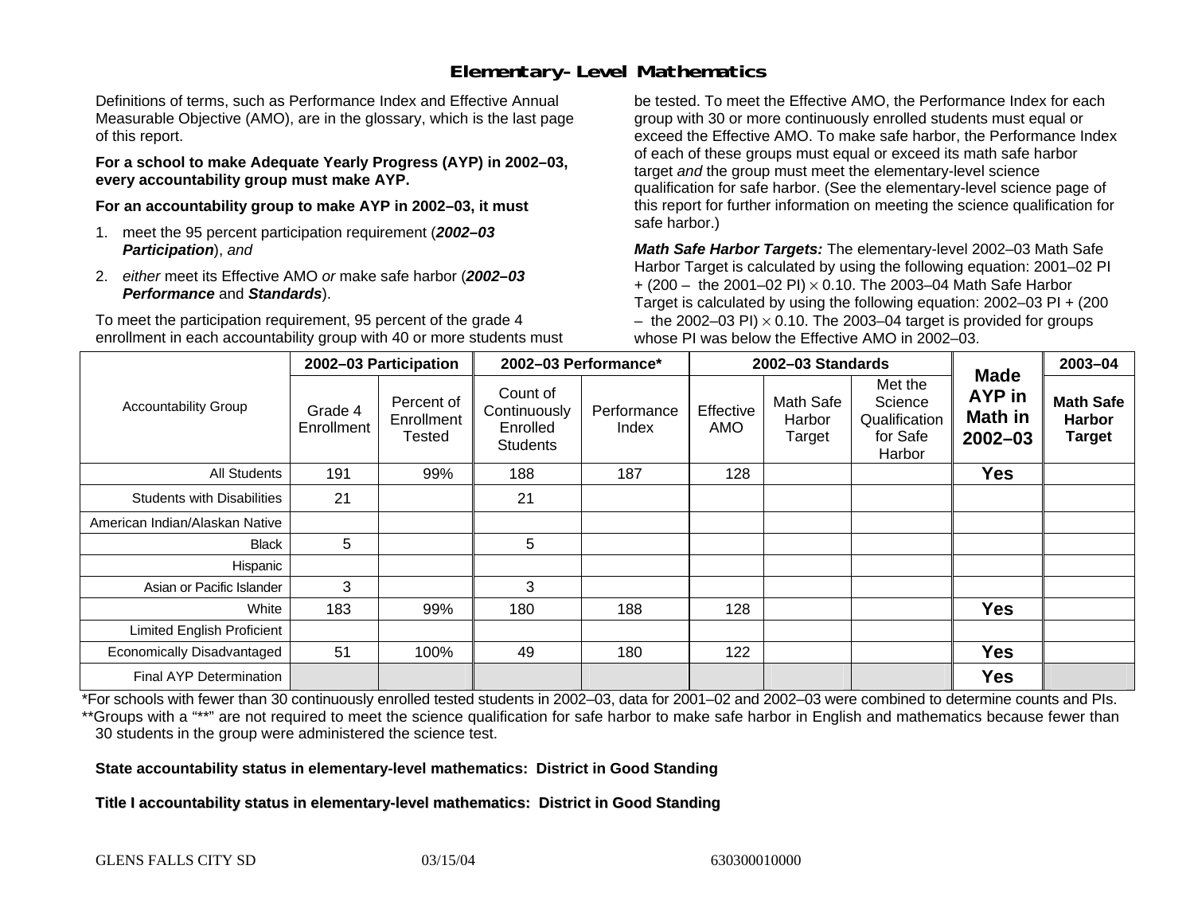# Elementary-Level Mathematics

Definitions of terms, such as Performance Index and Effective Annual Measurable Objective (AMO), are in the glossary, which is the last page of this report.

**For a school to make Adequate Yearly Progress (AYP) in 2002–03, every accountability group must make AYP.**

**For an accountability group to make AYP in 2002–03, it must**

1. meet the 95 percent participation requirement (***2002–03 Participation***), *and*
2. *either* meet its Effective AMO *or* make safe harbor (***2002–03 Performance*** and ***Standards***).

To meet the participation requirement, 95 percent of the grade 4 enrollment in each accountability group with 40 or more students must be tested. To meet the Effective AMO, the Performance Index for each group with 30 or more continuously enrolled students must equal or exceed the Effective AMO. To make safe harbor, the Performance Index of each of these groups must equal or exceed its math safe harbor target *and* the group must meet the elementary-level science qualification for safe harbor. (See the elementary-level science page of this report for further information on meeting the science qualification for safe harbor.)

***Math Safe Harbor Targets:*** The elementary-level 2002–03 Math Safe Harbor Target is calculated by using the following equation: 2001–02 PI + (200 – the 2001–02 PI) $\times$ 0.10. The 2003–04 Math Safe Harbor Target is calculated by using the following equation: 2002–03 PI + (200 – the 2002–03 PI) $\times$ 0.10. The 2003–04 target is provided for groups whose PI was below the Effective AMO in 2002–03.

| Accountability Group | 2002–03 Participation | | 2002–03 Performance* | | 2002–03 Standards | | | Made AYP in Math in 2002–03 | 2003–04 |
|---|---|---|---|---|---|---|---|---|---|
| | Grade 4 Enrollment | Percent of Enrollment Tested | Count of Continuously Enrolled Students | Performance Index | Effective AMO | Math Safe Harbor Target | Met the Science Qualification for Safe Harbor | | Math Safe Harbor Target |
| All Students | 191 | 99% | 188 | 187 | 128 | | | **Yes** | |
| Students with Disabilities | 21 | | 21 | | | | | | |
| American Indian/Alaskan Native | | | | | | | | | |
| Black | 5 | | 5 | | | | | | |
| Hispanic | | | | | | | | | |
| Asian or Pacific Islander | 3 | | 3 | | | | | | |
| White | 183 | 99% | 180 | 188 | 128 | | | **Yes** | |
| Limited English Proficient | | | | | | | | | |
| Economically Disadvantaged | 51 | 100% | 49 | 180 | 122 | | | **Yes** | |
| Final AYP Determination | | | | | | | | **Yes** | |

*For schools with fewer than 30 continuously enrolled tested students in 2002–03, data for 2001–02 and 2002–03 were combined to determine counts and PIs.

**Groups with a "**" are not required to meet the science qualification for safe harbor to make safe harbor in English and mathematics because fewer than 30 students in the group were administered the science test.

**State accountability status in elementary-level mathematics: District in Good Standing**

**Title I accountability status in elementary-level mathematics: District in Good Standing**

GLENS FALLS CITY SD 03/15/04 630300010000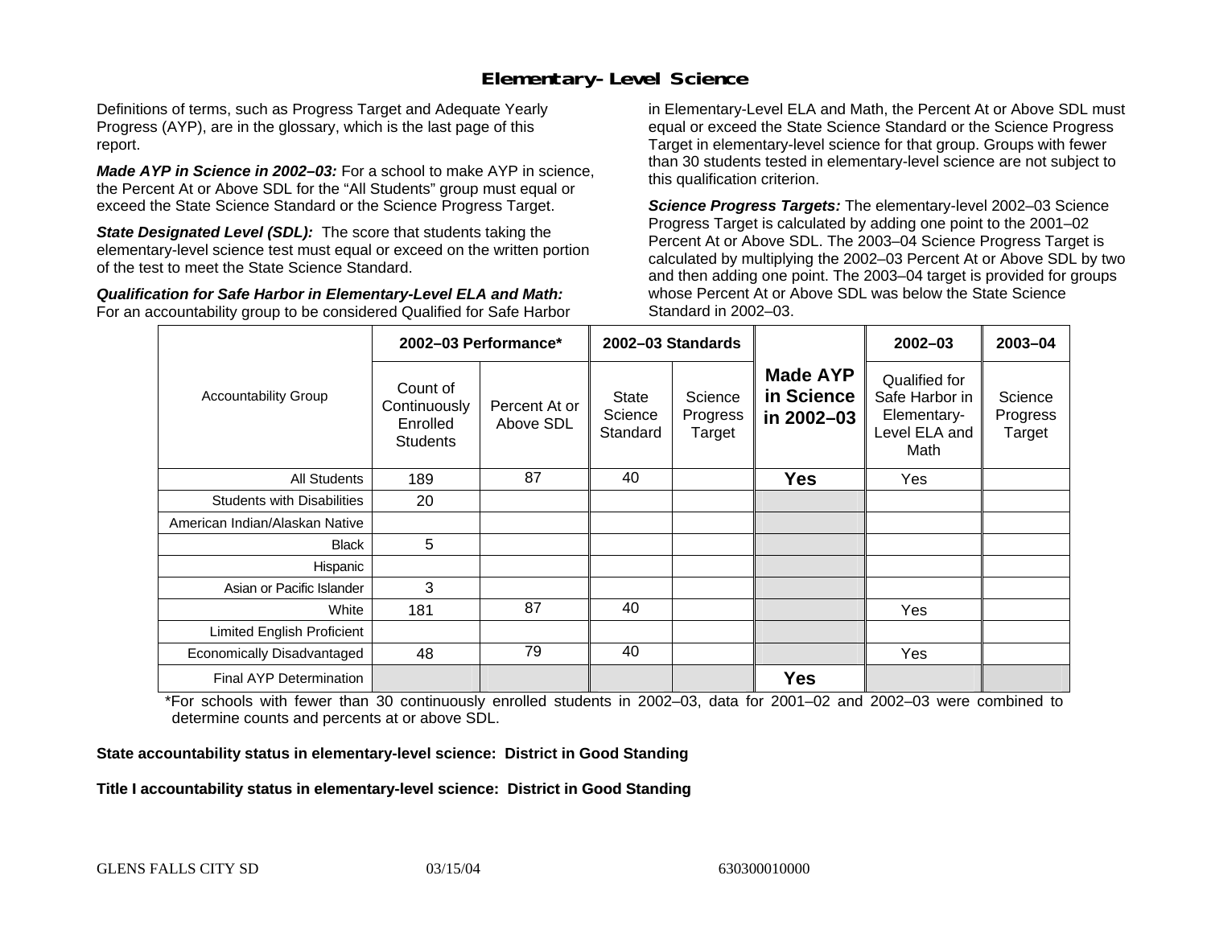## Elementary-Level Science

Definitions of terms, such as Progress Target and Adequate Yearly Progress (AYP), are in the glossary, which is the last page of this report.

***Made AYP in Science in 2002–03:*** For a school to make AYP in science, the Percent At or Above SDL for the "All Students" group must equal or exceed the State Science Standard or the Science Progress Target.

***State Designated Level (SDL):*** The score that students taking the elementary-level science test must equal or exceed on the written portion of the test to meet the State Science Standard.

***Qualification for Safe Harbor in Elementary-Level ELA and Math:*** For an accountability group to be considered Qualified for Safe Harbor in Elementary-Level ELA and Math, the Percent At or Above SDL must equal or exceed the State Science Standard or the Science Progress Target in elementary-level science for that group. Groups with fewer than 30 students tested in elementary-level science are not subject to this qualification criterion.

***Science Progress Targets:*** The elementary-level 2002–03 Science Progress Target is calculated by adding one point to the 2001–02 Percent At or Above SDL. The 2003–04 Science Progress Target is calculated by multiplying the 2002–03 Percent At or Above SDL by two and then adding one point. The 2003–04 target is provided for groups whose Percent At or Above SDL was below the State Science Standard in 2002–03.

| Accountability Group | 2002–03 Performance* | | 2002–03 Standards | | Made AYP in Science in 2002–03 | 2002–03 | 2003–04 |
|---|---|---|---|---|---|---|---|
| | Count of Continuously Enrolled Students | Percent At or Above SDL | State Science Standard | Science Progress Target | | Qualified for Safe Harbor in Elementary-Level ELA and Math | Science Progress Target |
| All Students | 189 | 87 | 40 | | **Yes** | Yes | |
| Students with Disabilities | 20 | | | | | | |
| American Indian/Alaskan Native | | | | | | | |
| Black | 5 | | | | | | |
| Hispanic | | | | | | | |
| Asian or Pacific Islander | 3 | | | | | | |
| White | 181 | 87 | 40 | | | Yes | |
| Limited English Proficient | | | | | | | |
| Economically Disadvantaged | 48 | 79 | 40 | | | Yes | |
| Final AYP Determination | | | | | **Yes** | | |

*For schools with fewer than 30 continuously enrolled students in 2002–03, data for 2001–02 and 2002–03 were combined to determine counts and percents at or above SDL.

**State accountability status in elementary-level science: District in Good Standing**

**Title I accountability status in elementary-level science: District in Good Standing**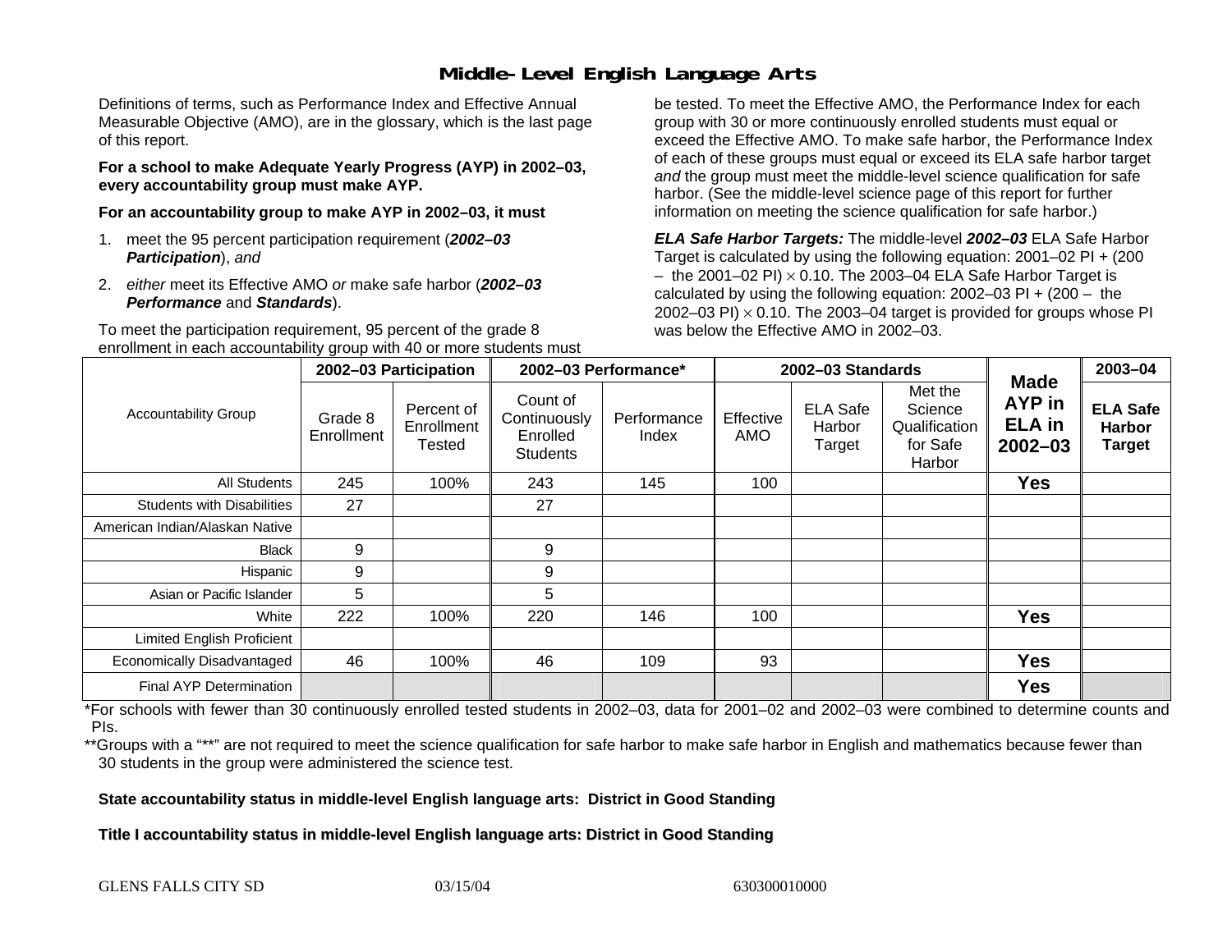# Middle-Level English Language Arts

Definitions of terms, such as Performance Index and Effective Annual Measurable Objective (AMO), are in the glossary, which is the last page of this report.

**For a school to make Adequate Yearly Progress (AYP) in 2002–03, every accountability group must make AYP.**

**For an accountability group to make AYP in 2002–03, it must**

1. meet the 95 percent participation requirement (***2002–03 Participation***), *and*
2. *either* meet its Effective AMO *or* make safe harbor (***2002–03 Performance*** and ***Standards***).

To meet the participation requirement, 95 percent of the grade 8 enrollment in each accountability group with 40 or more students must be tested. To meet the Effective AMO, the Performance Index for each group with 30 or more continuously enrolled students must equal or exceed the Effective AMO. To make safe harbor, the Performance Index of each of these groups must equal or exceed its ELA safe harbor target *and* the group must meet the middle-level science qualification for safe harbor. (See the middle-level science page of this report for further information on meeting the science qualification for safe harbor.)

***ELA Safe Harbor Targets:*** The middle-level ***2002–03*** ELA Safe Harbor Target is calculated by using the following equation: 2001–02 PI + (200 – the 2001–02 PI) × 0.10. The 2003–04 ELA Safe Harbor Target is calculated by using the following equation: 2002–03 PI + (200 – the 2002–03 PI) × 0.10. The 2003–04 target is provided for groups whose PI was below the Effective AMO in 2002–03.

| Accountability Group | 2002–03 Participation | | 2002–03 Performance* | | 2002–03 Standards | | | Made AYP in ELA in 2002–03 | 2003–04 |
|---|---|---|---|---|---|---|---|---|---|
| | Grade 8 Enrollment | Percent of Enrollment Tested | Count of Continuously Enrolled Students | Performance Index | Effective AMO | ELA Safe Harbor Target | Met the Science Qualification for Safe Harbor | | ELA Safe Harbor Target |
| All Students | 245 | 100% | 243 | 145 | 100 | | | **Yes** | |
| Students with Disabilities | 27 | | 27 | | | | | | |
| American Indian/Alaskan Native | | | | | | | | | |
| Black | 9 | | 9 | | | | | | |
| Hispanic | 9 | | 9 | | | | | | |
| Asian or Pacific Islander | 5 | | 5 | | | | | | |
| White | 222 | 100% | 220 | 146 | 100 | | | **Yes** | |
| Limited English Proficient | | | | | | | | | |
| Economically Disadvantaged | 46 | 100% | 46 | 109 | 93 | | | **Yes** | |
| Final AYP Determination | | | | | | | | **Yes** | |

*For schools with fewer than 30 continuously enrolled tested students in 2002–03, data for 2001–02 and 2002–03 were combined to determine counts and PIs.

**Groups with a "**" are not required to meet the science qualification for safe harbor to make safe harbor in English and mathematics because fewer than 30 students in the group were administered the science test.

**State accountability status in middle-level English language arts: District in Good Standing**

**Title I accountability status in middle-level English language arts: District in Good Standing**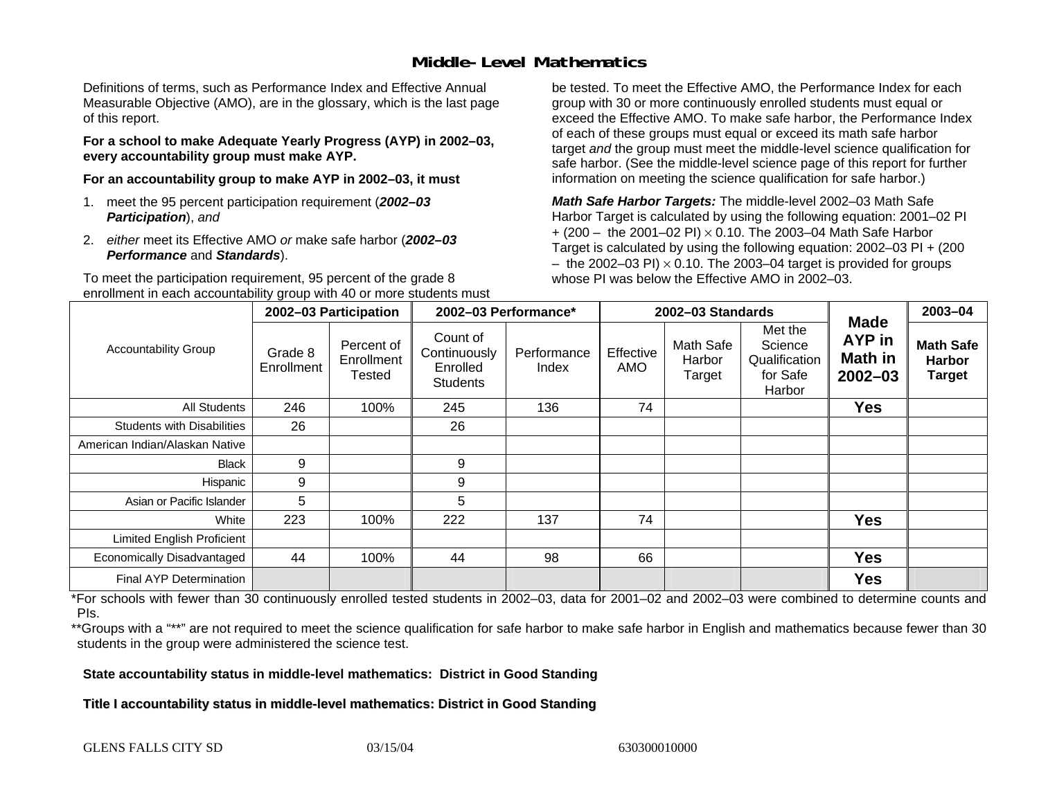# Middle-Level Mathematics

Definitions of terms, such as Performance Index and Effective Annual Measurable Objective (AMO), are in the glossary, which is the last page of this report.

**For a school to make Adequate Yearly Progress (AYP) in 2002–03, every accountability group must make AYP.**

**For an accountability group to make AYP in 2002–03, it must**

1. meet the 95 percent participation requirement (***2002–03 Participation***), *and*
2. *either* meet its Effective AMO *or* make safe harbor (***2002–03 Performance*** and ***Standards***).

To meet the participation requirement, 95 percent of the grade 8 enrollment in each accountability group with 40 or more students must be tested. To meet the Effective AMO, the Performance Index for each group with 30 or more continuously enrolled students must equal or exceed the Effective AMO. To make safe harbor, the Performance Index of each of these groups must equal or exceed its math safe harbor target *and* the group must meet the middle-level science qualification for safe harbor. (See the middle-level science page of this report for further information on meeting the science qualification for safe harbor.)

***Math Safe Harbor Targets:*** The middle-level 2002–03 Math Safe Harbor Target is calculated by using the following equation: 2001–02 PI + (200 – the 2001–02 PI) × 0.10. The 2003–04 Math Safe Harbor Target is calculated by using the following equation: 2002–03 PI + (200 – the 2002–03 PI) × 0.10. The 2003–04 target is provided for groups whose PI was below the Effective AMO in 2002–03.

| Accountability Group | 2002–03 Participation | | 2002–03 Performance* | | 2002–03 Standards | | | Made AYP in Math in 2002–03 | 2003–04 |
|---|---|---|---|---|---|---|---|---|---|
| | Grade 8 Enrollment | Percent of Enrollment Tested | Count of Continuously Enrolled Students | Performance Index | Effective AMO | Math Safe Harbor Target | Met the Science Qualification for Safe Harbor | | Math Safe Harbor Target |
| All Students | 246 | 100% | 245 | 136 | 74 | | | Yes | |
| Students with Disabilities | 26 | | 26 | | | | | | |
| American Indian/Alaskan Native | | | | | | | | | |
| Black | 9 | | 9 | | | | | | |
| Hispanic | 9 | | 9 | | | | | | |
| Asian or Pacific Islander | 5 | | 5 | | | | | | |
| White | 223 | 100% | 222 | 137 | 74 | | | Yes | |
| Limited English Proficient | | | | | | | | | |
| Economically Disadvantaged | 44 | 100% | 44 | 98 | 66 | | | Yes | |
| Final AYP Determination | | | | | | | | Yes | |

*For schools with fewer than 30 continuously enrolled tested students in 2002–03, data for 2001–02 and 2002–03 were combined to determine counts and PIs.

**Groups with a "**" are not required to meet the science qualification for safe harbor to make safe harbor in English and mathematics because fewer than 30 students in the group were administered the science test.

**State accountability status in middle-level mathematics: District in Good Standing**

**Title I accountability status in middle-level mathematics: District in Good Standing**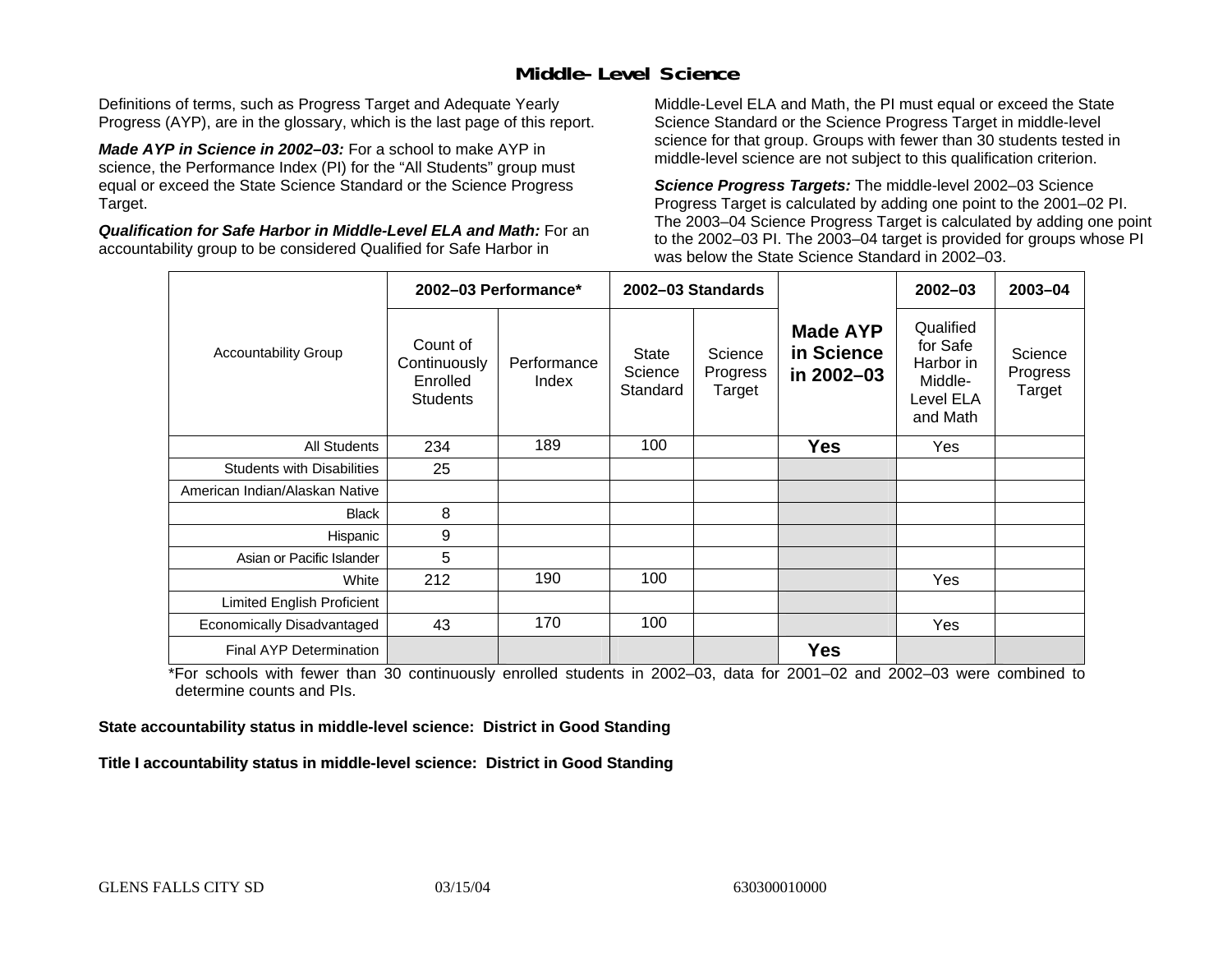## Middle-Level Science

Definitions of terms, such as Progress Target and Adequate Yearly Progress (AYP), are in the glossary, which is the last page of this report.

***Made AYP in Science in 2002–03:*** For a school to make AYP in science, the Performance Index (PI) for the "All Students" group must equal or exceed the State Science Standard or the Science Progress Target.

***Qualification for Safe Harbor in Middle-Level ELA and Math:*** For an accountability group to be considered Qualified for Safe Harbor in Middle-Level ELA and Math, the PI must equal or exceed the State Science Standard or the Science Progress Target in middle-level science for that group. Groups with fewer than 30 students tested in middle-level science are not subject to this qualification criterion.

***Science Progress Targets:*** The middle-level 2002–03 Science Progress Target is calculated by adding one point to the 2001–02 PI. The 2003–04 Science Progress Target is calculated by adding one point to the 2002–03 PI. The 2003–04 target is provided for groups whose PI was below the State Science Standard in 2002–03.

| Accountability Group | 2002–03 Performance* | | 2002–03 Standards | | Made AYP in Science in 2002–03 | 2002–03 | 2003–04 |
|---|---|---|---|---|---|---|---|
| | Count of Continuously Enrolled Students | Performance Index | State Science Standard | Science Progress Target | | Qualified for Safe Harbor in Middle-Level ELA and Math | Science Progress Target |
| All Students | 234 | 189 | 100 | | **Yes** | Yes | |
| Students with Disabilities | 25 | | | | | | |
| American Indian/Alaskan Native | | | | | | | |
| Black | 8 | | | | | | |
| Hispanic | 9 | | | | | | |
| Asian or Pacific Islander | 5 | | | | | | |
| White | 212 | 190 | 100 | | | Yes | |
| Limited English Proficient | | | | | | | |
| Economically Disadvantaged | 43 | 170 | 100 | | | Yes | |
| Final AYP Determination | | | | | **Yes** | | |

*For schools with fewer than 30 continuously enrolled students in 2002–03, data for 2001–02 and 2002–03 were combined to determine counts and PIs.

**State accountability status in middle-level science: District in Good Standing**

**Title I accountability status in middle-level science: District in Good Standing**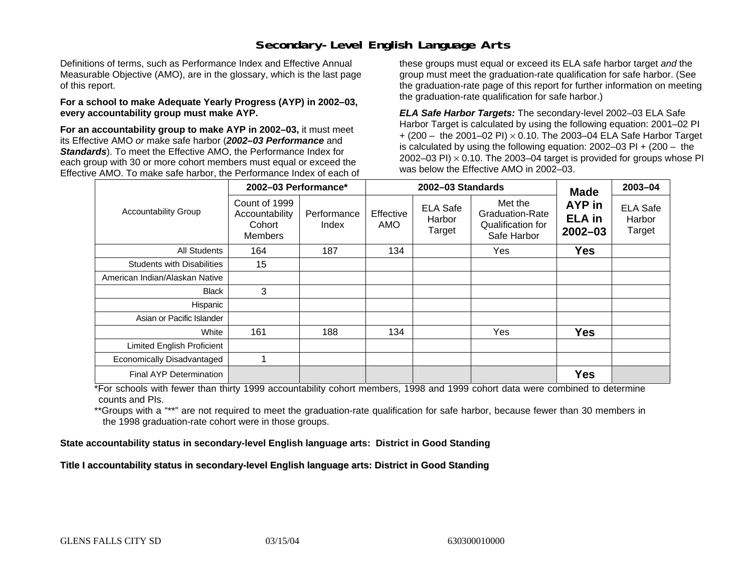# Secondary-Level English Language Arts

Definitions of terms, such as Performance Index and Effective Annual Measurable Objective (AMO), are in the glossary, which is the last page of this report.

**For a school to make Adequate Yearly Progress (AYP) in 2002–03, every accountability group must make AYP.**

**For an accountability group to make AYP in 2002–03,** it must meet its Effective AMO *or* make safe harbor (***2002–03 Performance*** and ***Standards***). To meet the Effective AMO, the Performance Index for each group with 30 or more cohort members must equal or exceed the Effective AMO. To make safe harbor, the Performance Index of each of these groups must equal or exceed its ELA safe harbor target *and* the group must meet the graduation-rate qualification for safe harbor. (See the graduation-rate page of this report for further information on meeting the graduation-rate qualification for safe harbor.)

***ELA Safe Harbor Targets:*** The secondary-level 2002–03 ELA Safe Harbor Target is calculated by using the following equation: 2001–02 PI + (200 – the 2001–02 PI) × 0.10. The 2003–04 ELA Safe Harbor Target is calculated by using the following equation: 2002–03 PI + (200 – the 2002–03 PI) × 0.10. The 2003–04 target is provided for groups whose PI was below the Effective AMO in 2002–03.

| Accountability Group | 2002–03 Performance* | | 2002–03 Standards | | | Made AYP in ELA in 2002–03 | 2003–04 |
|---|---|---|---|---|---|---|---|
| | Count of 1999 Accountability Cohort Members | Performance Index | Effective AMO | ELA Safe Harbor Target | Met the Graduation-Rate Qualification for Safe Harbor | | ELA Safe Harbor Target |
| All Students | 164 | 187 | 134 | | Yes | **Yes** | |
| Students with Disabilities | 15 | | | | | | |
| American Indian/Alaskan Native | | | | | | | |
| Black | 3 | | | | | | |
| Hispanic | | | | | | | |
| Asian or Pacific Islander | | | | | | | |
| White | 161 | 188 | 134 | | Yes | **Yes** | |
| Limited English Proficient | | | | | | | |
| Economically Disadvantaged | 1 | | | | | | |
| Final AYP Determination | | | | | | **Yes** | |

*For schools with fewer than thirty 1999 accountability cohort members, 1998 and 1999 cohort data were combined to determine counts and PIs.

**Groups with a "**" are not required to meet the graduation-rate qualification for safe harbor, because fewer than 30 members in the 1998 graduation-rate cohort were in those groups.

**State accountability status in secondary-level English language arts: District in Good Standing**

**Title I accountability status in secondary-level English language arts: District in Good Standing**

GLENS FALLS CITY SD 03/15/04 630300010000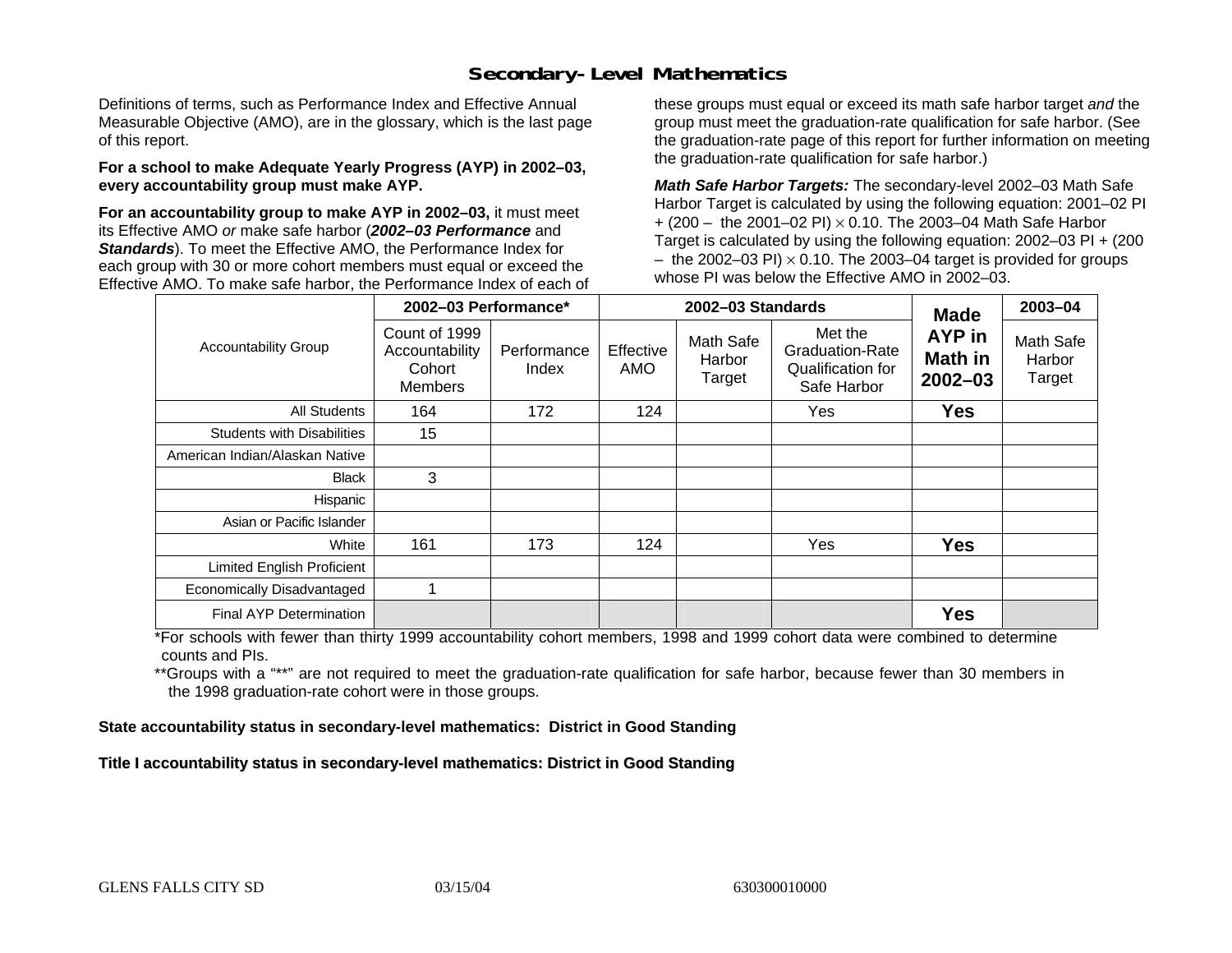# Secondary-Level Mathematics

Definitions of terms, such as Performance Index and Effective Annual Measurable Objective (AMO), are in the glossary, which is the last page of this report.

**For a school to make Adequate Yearly Progress (AYP) in 2002–03, every accountability group must make AYP.**

**For an accountability group to make AYP in 2002–03,** it must meet its Effective AMO *or* make safe harbor (***2002–03 Performance*** and ***Standards***). To meet the Effective AMO, the Performance Index for each group with 30 or more cohort members must equal or exceed the Effective AMO. To make safe harbor, the Performance Index of each of these groups must equal or exceed its math safe harbor target *and* the group must meet the graduation-rate qualification for safe harbor. (See the graduation-rate page of this report for further information on meeting the graduation-rate qualification for safe harbor.)

***Math Safe Harbor Targets:*** The secondary-level 2002–03 Math Safe Harbor Target is calculated by using the following equation: 2001–02 PI + (200 – the 2001–02 PI) $\times$ 0.10. The 2003–04 Math Safe Harbor Target is calculated by using the following equation: 2002–03 PI + (200 – the 2002–03 PI) $\times$ 0.10. The 2003–04 target is provided for groups whose PI was below the Effective AMO in 2002–03.

| Accountability Group | 2002–03 Performance* | | 2002–03 Standards | | | Made AYP in Math in 2002–03 | 2003–04 |
|---|---|---|---|---|---|---|---|
| | Count of 1999 Accountability Cohort Members | Performance Index | Effective AMO | Math Safe Harbor Target | Met the Graduation-Rate Qualification for Safe Harbor | | Math Safe Harbor Target |
| All Students | 164 | 172 | 124 | | Yes | **Yes** | |
| Students with Disabilities | 15 | | | | | | |
| American Indian/Alaskan Native | | | | | | | |
| Black | 3 | | | | | | |
| Hispanic | | | | | | | |
| Asian or Pacific Islander | | | | | | | |
| White | 161 | 173 | 124 | | Yes | **Yes** | |
| Limited English Proficient | | | | | | | |
| Economically Disadvantaged | 1 | | | | | | |
| Final AYP Determination | | | | | | **Yes** | |

*For schools with fewer than thirty 1999 accountability cohort members, 1998 and 1999 cohort data were combined to determine counts and PIs.

**Groups with a "**" are not required to meet the graduation-rate qualification for safe harbor, because fewer than 30 members in the 1998 graduation-rate cohort were in those groups.

**State accountability status in secondary-level mathematics: District in Good Standing**

**Title I accountability status in secondary-level mathematics: District in Good Standing**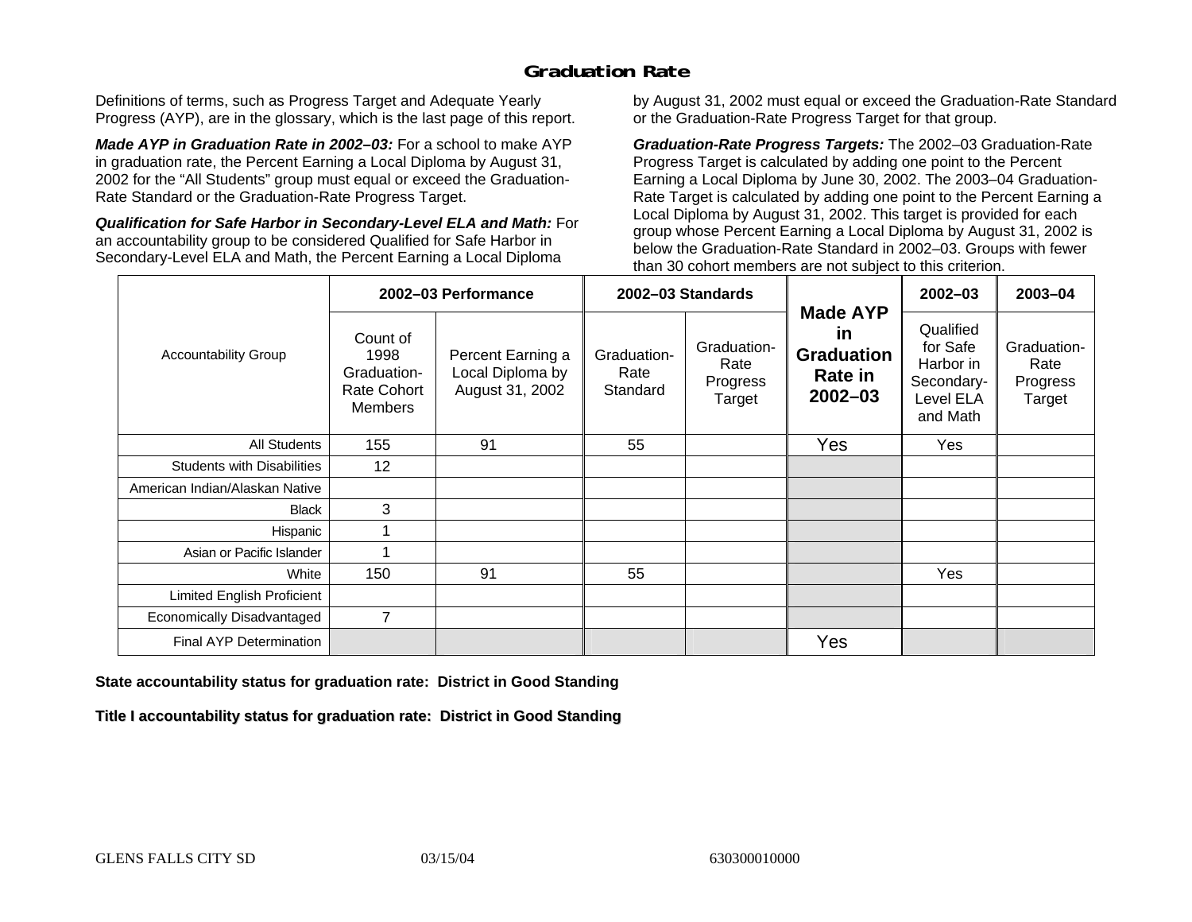# Graduation Rate

Definitions of terms, such as Progress Target and Adequate Yearly Progress (AYP), are in the glossary, which is the last page of this report.

***Made AYP in Graduation Rate in 2002–03:*** For a school to make AYP in graduation rate, the Percent Earning a Local Diploma by August 31, 2002 for the “All Students” group must equal or exceed the Graduation-Rate Standard or the Graduation-Rate Progress Target.

***Qualification for Safe Harbor in Secondary-Level ELA and Math:*** For an accountability group to be considered Qualified for Safe Harbor in Secondary-Level ELA and Math, the Percent Earning a Local Diploma by August 31, 2002 must equal or exceed the Graduation-Rate Standard or the Graduation-Rate Progress Target for that group.

***Graduation-Rate Progress Targets:*** The 2002–03 Graduation-Rate Progress Target is calculated by adding one point to the Percent Earning a Local Diploma by June 30, 2002. The 2003–04 Graduation-Rate Target is calculated by adding one point to the Percent Earning a Local Diploma by August 31, 2002. This target is provided for each group whose Percent Earning a Local Diploma by August 31, 2002 is below the Graduation-Rate Standard in 2002–03. Groups with fewer than 30 cohort members are not subject to this criterion.

| Accountability Group | 2002–03 Performance | | 2002–03 Standards | | Made AYP in Graduation Rate in 2002–03 | 2002–03 | 2003–04 |
|---|---|---|---|---|---|---|---|
| | Count of 1998 Graduation-Rate Cohort Members | Percent Earning a Local Diploma by August 31, 2002 | Graduation-Rate Standard | Graduation-Rate Progress Target | | Qualified for Safe Harbor in Secondary-Level ELA and Math | Graduation-Rate Progress Target |
| All Students | 155 | 91 | 55 | | Yes | Yes | |
| Students with Disabilities | 12 | | | | | | |
| American Indian/Alaskan Native | | | | | | | |
| Black | 3 | | | | | | |
| Hispanic | 1 | | | | | | |
| Asian or Pacific Islander | 1 | | | | | | |
| White | 150 | 91 | 55 | | | Yes | |
| Limited English Proficient | | | | | | | |
| Economically Disadvantaged | 7 | | | | | | |
| Final AYP Determination | | | | | Yes | | |

**State accountability status for graduation rate: District in Good Standing**

**Title I accountability status for graduation rate: District in Good Standing**

GLENS FALLS CITY SD 03/15/04 630300010000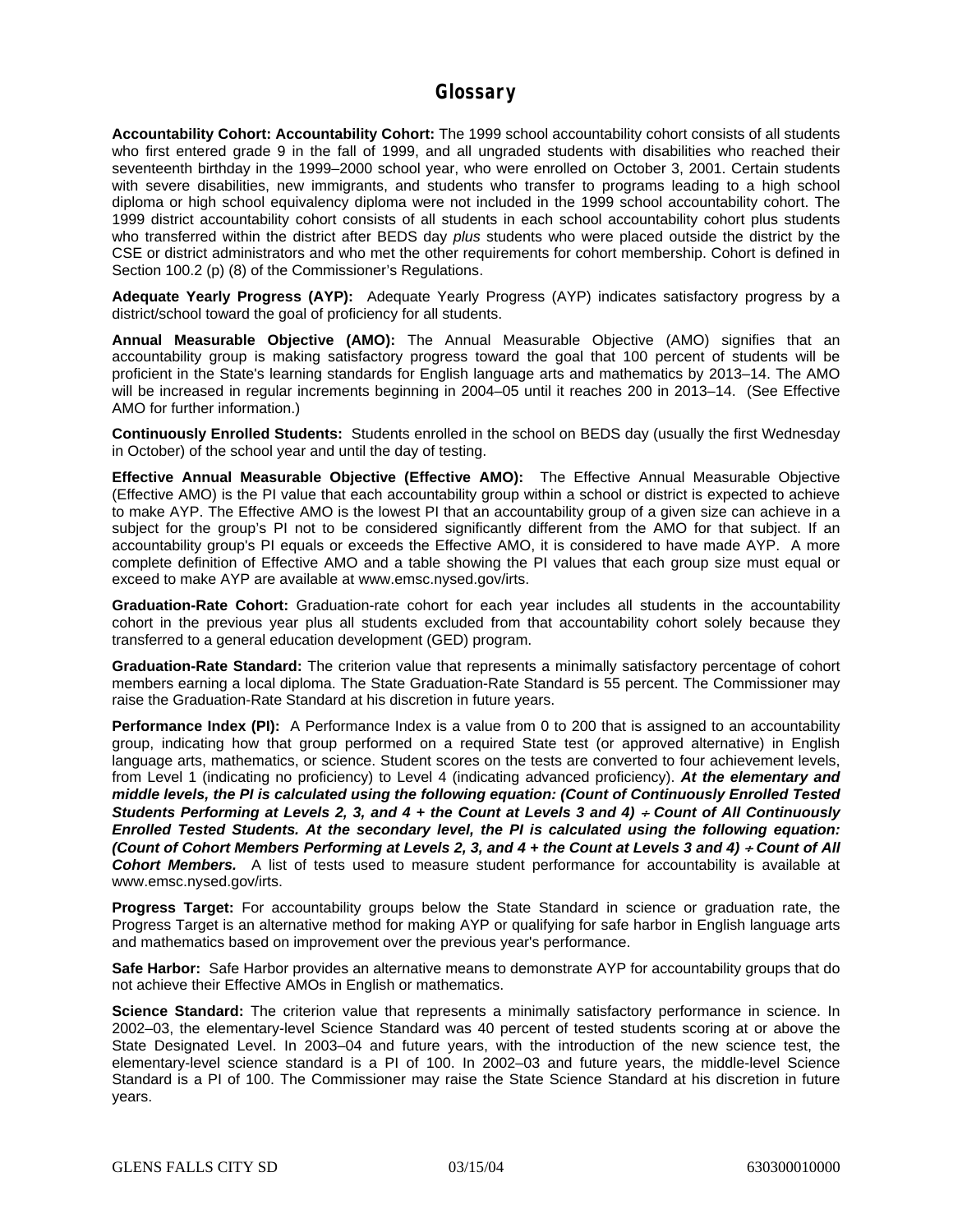# Glossary

**Accountability Cohort: Accountability Cohort:** The 1999 school accountability cohort consists of all students who first entered grade 9 in the fall of 1999, and all ungraded students with disabilities who reached their seventeenth birthday in the 1999–2000 school year, who were enrolled on October 3, 2001. Certain students with severe disabilities, new immigrants, and students who transfer to programs leading to a high school diploma or high school equivalency diploma were not included in the 1999 school accountability cohort. The 1999 district accountability cohort consists of all students in each school accountability cohort plus students who transferred within the district after BEDS day *plus* students who were placed outside the district by the CSE or district administrators and who met the other requirements for cohort membership. Cohort is defined in Section 100.2 (p) (8) of the Commissioner's Regulations.

**Adequate Yearly Progress (AYP):** Adequate Yearly Progress (AYP) indicates satisfactory progress by a district/school toward the goal of proficiency for all students.

**Annual Measurable Objective (AMO):** The Annual Measurable Objective (AMO) signifies that an accountability group is making satisfactory progress toward the goal that 100 percent of students will be proficient in the State's learning standards for English language arts and mathematics by 2013–14. The AMO will be increased in regular increments beginning in 2004–05 until it reaches 200 in 2013–14. (See Effective AMO for further information.)

**Continuously Enrolled Students:** Students enrolled in the school on BEDS day (usually the first Wednesday in October) of the school year and until the day of testing.

**Effective Annual Measurable Objective (Effective AMO):** The Effective Annual Measurable Objective (Effective AMO) is the PI value that each accountability group within a school or district is expected to achieve to make AYP. The Effective AMO is the lowest PI that an accountability group of a given size can achieve in a subject for the group's PI not to be considered significantly different from the AMO for that subject. If an accountability group's PI equals or exceeds the Effective AMO, it is considered to have made AYP. A more complete definition of Effective AMO and a table showing the PI values that each group size must equal or exceed to make AYP are available at www.emsc.nysed.gov/irts.

**Graduation-Rate Cohort:** Graduation-rate cohort for each year includes all students in the accountability cohort in the previous year plus all students excluded from that accountability cohort solely because they transferred to a general education development (GED) program.

**Graduation-Rate Standard:** The criterion value that represents a minimally satisfactory percentage of cohort members earning a local diploma. The State Graduation-Rate Standard is 55 percent. The Commissioner may raise the Graduation-Rate Standard at his discretion in future years.

**Performance Index (PI):** A Performance Index is a value from 0 to 200 that is assigned to an accountability group, indicating how that group performed on a required State test (or approved alternative) in English language arts, mathematics, or science. Student scores on the tests are converted to four achievement levels, from Level 1 (indicating no proficiency) to Level 4 (indicating advanced proficiency). ***At the elementary and middle levels, the PI is calculated using the following equation: (Count of Continuously Enrolled Tested Students Performing at Levels 2, 3, and 4 + the Count at Levels 3 and 4) ÷ Count of All Continuously Enrolled Tested Students. At the secondary level, the PI is calculated using the following equation: (Count of Cohort Members Performing at Levels 2, 3, and 4 + the Count at Levels 3 and 4) ÷ Count of All Cohort Members.*** A list of tests used to measure student performance for accountability is available at www.emsc.nysed.gov/irts.

**Progress Target:** For accountability groups below the State Standard in science or graduation rate, the Progress Target is an alternative method for making AYP or qualifying for safe harbor in English language arts and mathematics based on improvement over the previous year's performance.

**Safe Harbor:** Safe Harbor provides an alternative means to demonstrate AYP for accountability groups that do not achieve their Effective AMOs in English or mathematics.

**Science Standard:** The criterion value that represents a minimally satisfactory performance in science. In 2002–03, the elementary-level Science Standard was 40 percent of tested students scoring at or above the State Designated Level. In 2003–04 and future years, with the introduction of the new science test, the elementary-level science standard is a PI of 100. In 2002–03 and future years, the middle-level Science Standard is a PI of 100. The Commissioner may raise the State Science Standard at his discretion in future years.